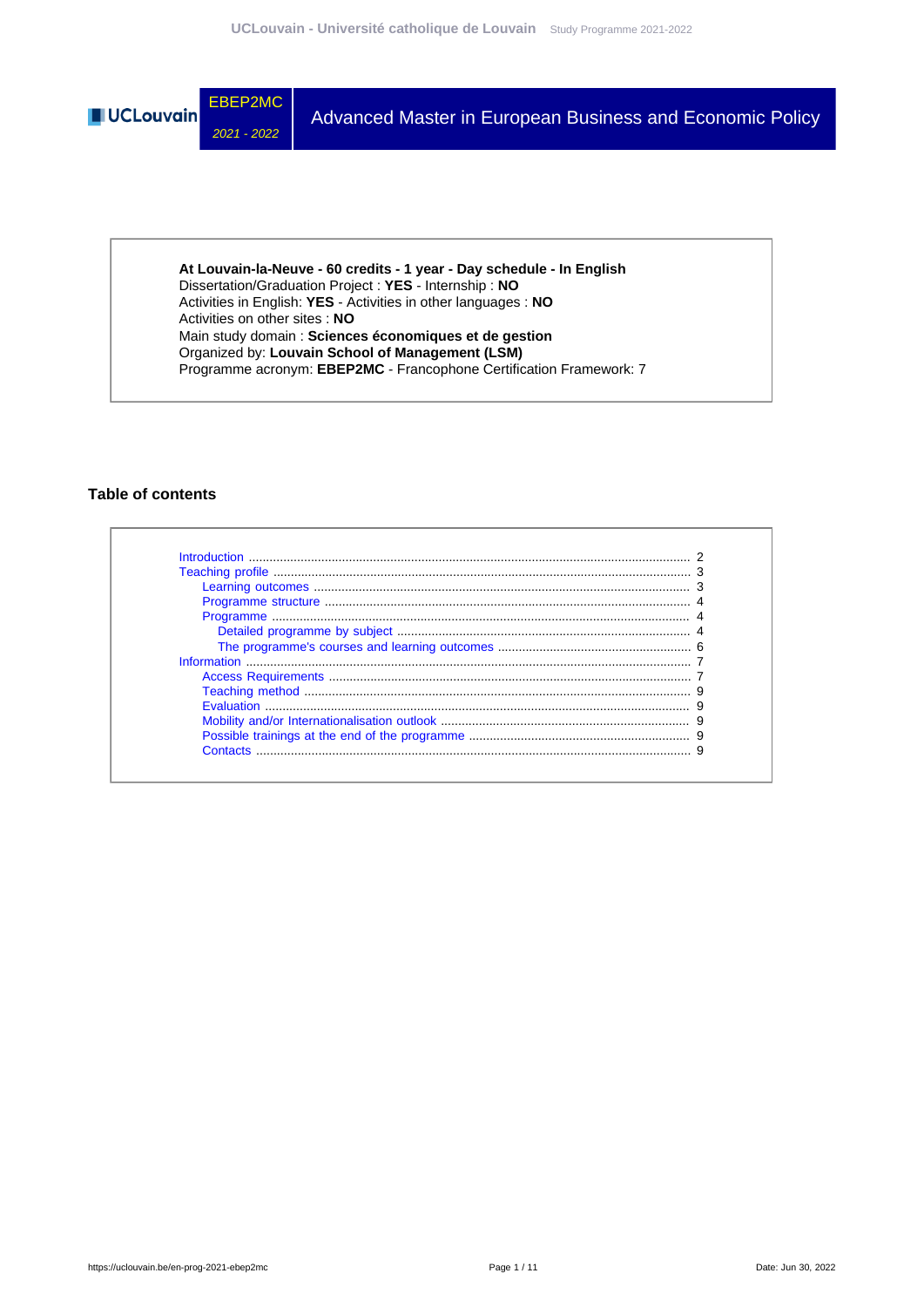# EBEP2MC 2021 - 2022 — Advanced Master in European Business and Economic Policy

**At Louvain-la-Neuve - 60 credits - 1 year - Day schedule - In English**
Dissertation/Graduation Project : **YES** - Internship : **NO**
Activities in English: **YES** - Activities in other languages : **NO**
Activities on other sites : **NO**
Main study domain : **Sciences économiques et de gestion**
Organized by: **Louvain School of Management (LSM)**
Programme acronym: **EBEP2MC** - Francophone Certification Framework: 7

## Table of contents

- Introduction ..... 2
- Teaching profile ..... 3
  - Learning outcomes ..... 3
  - Programme structure ..... 4
  - Programme ..... 4
    - Detailed programme by subject ..... 4
    - The programme's courses and learning outcomes ..... 6
- Information ..... 7
  - Access Requirements ..... 7
  - Teaching method ..... 9
  - Evaluation ..... 9
  - Mobility and/or Internationalisation outlook ..... 9
  - Possible trainings at the end of the programme ..... 9
  - Contacts ..... 9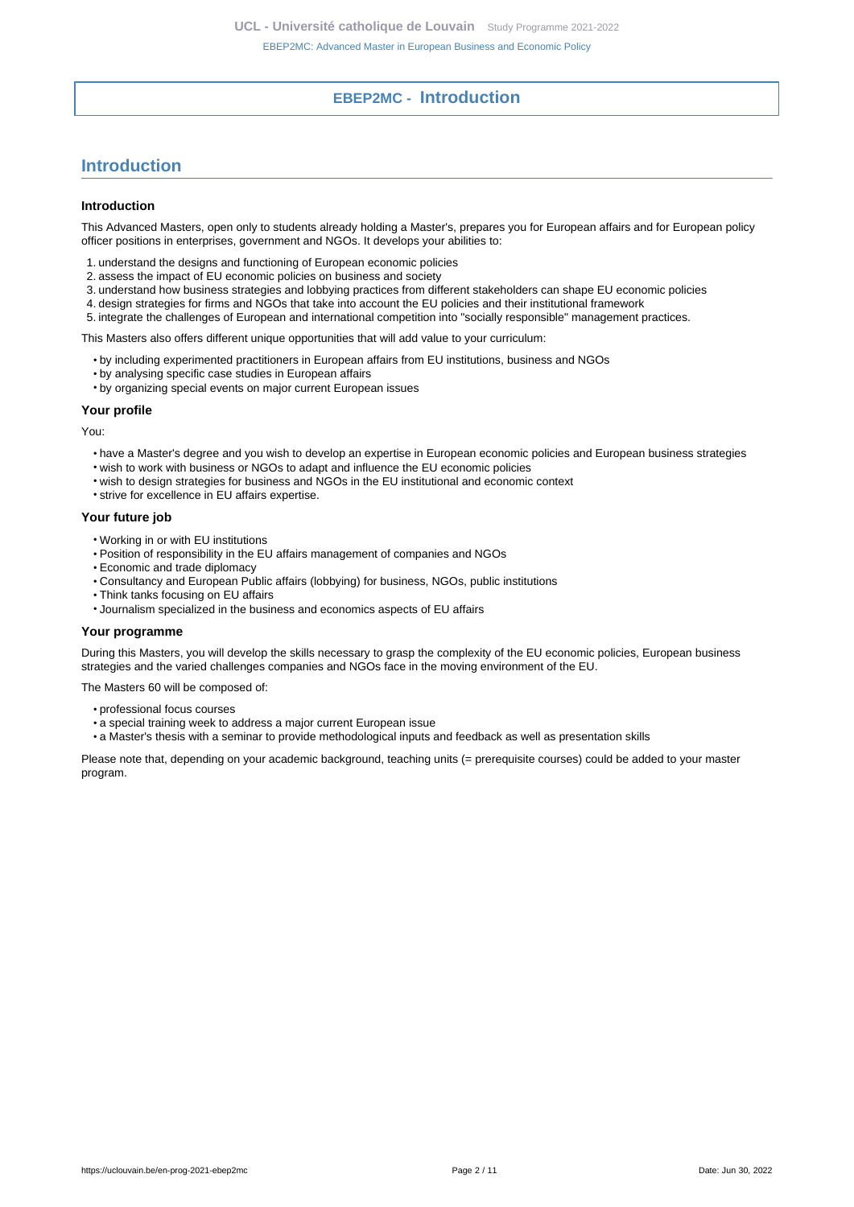# EBEP2MC - Introduction

## Introduction

### Introduction

This Advanced Masters, open only to students already holding a Master's, prepares you for European affairs and for European policy officer positions in enterprises, government and NGOs. It develops your abilities to:

1. understand the designs and functioning of European economic policies
2. assess the impact of EU economic policies on business and society
3. understand how business strategies and lobbying practices from different stakeholders can shape EU economic policies
4. design strategies for firms and NGOs that take into account the EU policies and their institutional framework
5. integrate the challenges of European and international competition into "socially responsible" management practices.

This Masters also offers different unique opportunities that will add value to your curriculum:

- by including experimented practitioners in European affairs from EU institutions, business and NGOs
- by analysing specific case studies in European affairs
- by organizing special events on major current European issues

### Your profile

You:

- have a Master's degree and you wish to develop an expertise in European economic policies and European business strategies
- wish to work with business or NGOs to adapt and influence the EU economic policies
- wish to design strategies for business and NGOs in the EU institutional and economic context
- strive for excellence in EU affairs expertise.

### Your future job

- Working in or with EU institutions
- Position of responsibility in the EU affairs management of companies and NGOs
- Economic and trade diplomacy
- Consultancy and European Public affairs (lobbying) for business, NGOs, public institutions
- Think tanks focusing on EU affairs
- Journalism specialized in the business and economics aspects of EU affairs

### Your programme

During this Masters, you will develop the skills necessary to grasp the complexity of the EU economic policies, European business strategies and the varied challenges companies and NGOs face in the moving environment of the EU.

The Masters 60 will be composed of:

- professional focus courses
- a special training week to address a major current European issue
- a Master's thesis with a seminar to provide methodological inputs and feedback as well as presentation skills

Please note that, depending on your academic background, teaching units (= prerequisite courses) could be added to your master program.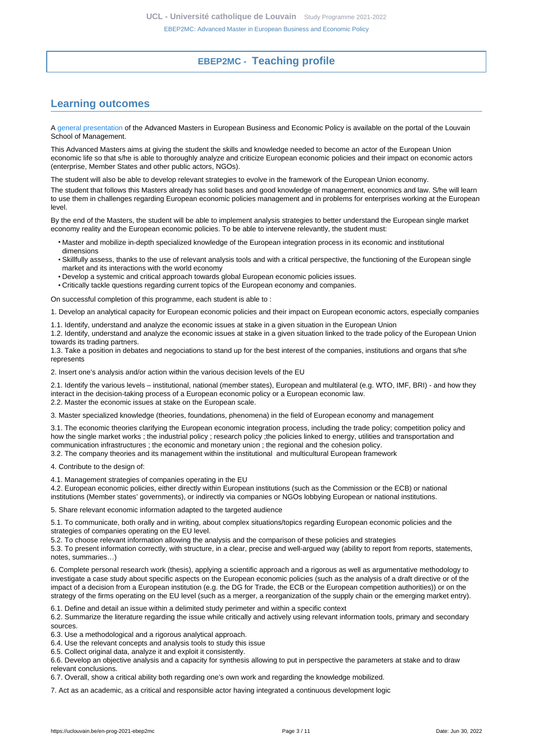# EBEP2MC - Teaching profile

## Learning outcomes

A general presentation of the Advanced Masters in European Business and Economic Policy is available on the portal of the Louvain School of Management.

This Advanced Masters aims at giving the student the skills and knowledge needed to become an actor of the European Union economic life so that s/he is able to thoroughly analyze and criticize European economic policies and their impact on economic actors (enterprise, Member States and other public actors, NGOs).

The student will also be able to develop relevant strategies to evolve in the framework of the European Union economy.

The student that follows this Masters already has solid bases and good knowledge of management, economics and law. S/he will learn to use them in challenges regarding European economic policies management and in problems for enterprises working at the European level.

By the end of the Masters, the student will be able to implement analysis strategies to better understand the European single market economy reality and the European economic policies. To be able to intervene relevantly, the student must:

- Master and mobilize in-depth specialized knowledge of the European integration process in its economic and institutional dimensions
- Skillfully assess, thanks to the use of relevant analysis tools and with a critical perspective, the functioning of the European single market and its interactions with the world economy
- Develop a systemic and critical approach towards global European economic policies issues.
- Critically tackle questions regarding current topics of the European economy and companies.

On successful completion of this programme, each student is able to :

1. Develop an analytical capacity for European economic policies and their impact on European economic actors, especially companies

1.1. Identify, understand and analyze the economic issues at stake in a given situation in the European Union
1.2. Identify, understand and analyze the economic issues at stake in a given situation linked to the trade policy of the European Union towards its trading partners.
1.3. Take a position in debates and negociations to stand up for the best interest of the companies, institutions and organs that s/he represents

2. Insert one's analysis and/or action within the various decision levels of the EU

2.1. Identify the various levels – institutional, national (member states), European and multilateral (e.g. WTO, IMF, BRI) - and how they interact in the decision-taking process of a European economic policy or a European economic law.
2.2. Master the economic issues at stake on the European scale.

3. Master specialized knowledge (theories, foundations, phenomena) in the field of European economy and management

3.1. The economic theories clarifying the European economic integration process, including the trade policy; competition policy and how the single market works ; the industrial policy ; research policy ;the policies linked to energy, utilities and transportation and communication infrastructures ; the economic and monetary union ; the regional and the cohesion policy.
3.2. The company theories and its management within the institutional and multicultural European framework

4. Contribute to the design of:

4.1. Management strategies of companies operating in the EU
4.2. European economic policies, either directly within European institutions (such as the Commission or the ECB) or national institutions (Member states' governments), or indirectly via companies or NGOs lobbying European or national institutions.

5. Share relevant economic information adapted to the targeted audience

5.1. To communicate, both orally and in writing, about complex situations/topics regarding European economic policies and the strategies of companies operating on the EU level.
5.2. To choose relevant information allowing the analysis and the comparison of these policies and strategies
5.3. To present information correctly, with structure, in a clear, precise and well-argued way (ability to report from reports, statements, notes, summaries…)

6. Complete personal research work (thesis), applying a scientific approach and a rigorous as well as argumentative methodology to investigate a case study about specific aspects on the European economic policies (such as the analysis of a draft directive or of the impact of a decision from a European institution (e.g. the DG for Trade, the ECB or the European competition authorities)) or on the strategy of the firms operating on the EU level (such as a merger, a reorganization of the supply chain or the emerging market entry).

6.1. Define and detail an issue within a delimited study perimeter and within a specific context
6.2. Summarize the literature regarding the issue while critically and actively using relevant information tools, primary and secondary sources.
6.3. Use a methodological and a rigorous analytical approach.
6.4. Use the relevant concepts and analysis tools to study this issue
6.5. Collect original data, analyze it and exploit it consistently.
6.6. Develop an objective analysis and a capacity for synthesis allowing to put in perspective the parameters at stake and to draw relevant conclusions.
6.7. Overall, show a critical ability both regarding one's own work and regarding the knowledge mobilized.

7. Act as an academic, as a critical and responsible actor having integrated a continuous development logic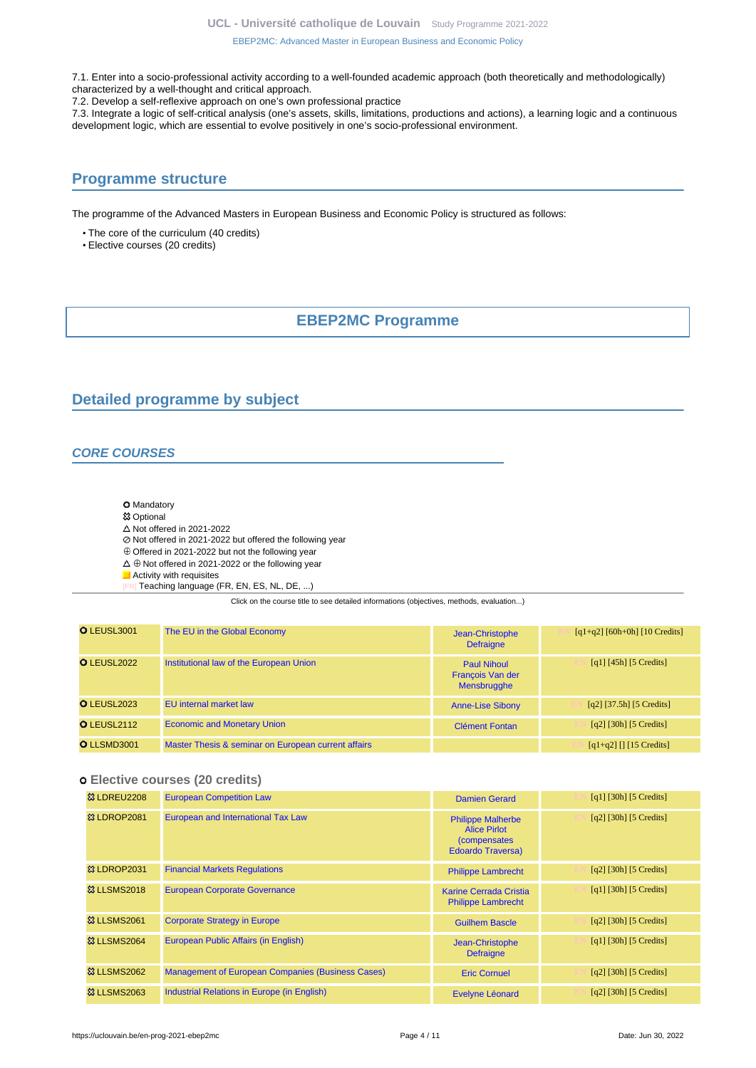7.1. Enter into a socio-professional activity according to a well-founded academic approach (both theoretically and methodologically) characterized by a well-thought and critical approach.
7.2. Develop a self-reflexive approach on one's own professional practice
7.3. Integrate a logic of self-critical analysis (one's assets, skills, limitations, productions and actions), a learning logic and a continuous development logic, which are essential to evolve positively in one's socio-professional environment.

## Programme structure

The programme of the Advanced Masters in European Business and Economic Policy is structured as follows:

- The core of the curriculum (40 credits)
- Elective courses (20 credits)

## EBEP2MC Programme

## Detailed programme by subject

### CORE COURSES

- O Mandatory
- ☼ Optional
- △ Not offered in 2021-2022
- ⊘ Not offered in 2021-2022 but offered the following year
- ⊕ Offered in 2021-2022 but not the following year
- △ ⊕ Not offered in 2021-2022 or the following year
- Activity with requisites
- [FR] Teaching language (FR, EN, ES, NL, DE, ...)

Click on the course title to see detailed informations (objectives, methods, evaluation...)

| Code | Title | Teacher(s) | Details |
|---|---|---|---|
| O LEUSL3001 | The EU in the Global Economy | Jean-Christophe Defraigne | [EN] [q1+q2] [60h+0h] [10 Credits] |
| O LEUSL2022 | Institutional law of the European Union | Paul Nihoul<br>François Van der Mensbrugghe | [EN] [q1] [45h] [5 Credits] |
| O LEUSL2023 | EU internal market law | Anne-Lise Sibony | [EN] [q2] [37.5h] [5 Credits] |
| O LEUSL2112 | Economic and Monetary Union | Clément Fontan | [EN] [q2] [30h] [5 Credits] |
| O LLSMD3001 | Master Thesis & seminar on European current affairs | | [EN] [q1+q2] [] [15 Credits] |

#### Elective courses (20 credits)

| Code | Title | Teacher(s) | Details |
|---|---|---|---|
| ☼ LDREU2208 | European Competition Law | Damien Gerard | [EN] [q1] [30h] [5 Credits] |
| ☼ LDROP2081 | European and International Tax Law | Philippe Malherbe<br>Alice Pirlot (compensates Edoardo Traversa) | [EN] [q2] [30h] [5 Credits] |
| ☼ LDROP2031 | Financial Markets Regulations | Philippe Lambrecht | [EN] [q2] [30h] [5 Credits] |
| ☼ LLSMS2018 | European Corporate Governance | Karine Cerrada Cristia<br>Philippe Lambrecht | [EN] [q1] [30h] [5 Credits] |
| ☼ LLSMS2061 | Corporate Strategy in Europe | Guilhem Bascle | [EN] [q2] [30h] [5 Credits] |
| ☼ LLSMS2064 | European Public Affairs (in English) | Jean-Christophe Defraigne | [EN] [q1] [30h] [5 Credits] |
| ☼ LLSMS2062 | Management of European Companies (Business Cases) | Eric Cornuel | [EN] [q2] [30h] [5 Credits] |
| ☼ LLSMS2063 | Industrial Relations in Europe (in English) | Evelyne Léonard | [EN] [q2] [30h] [5 Credits] |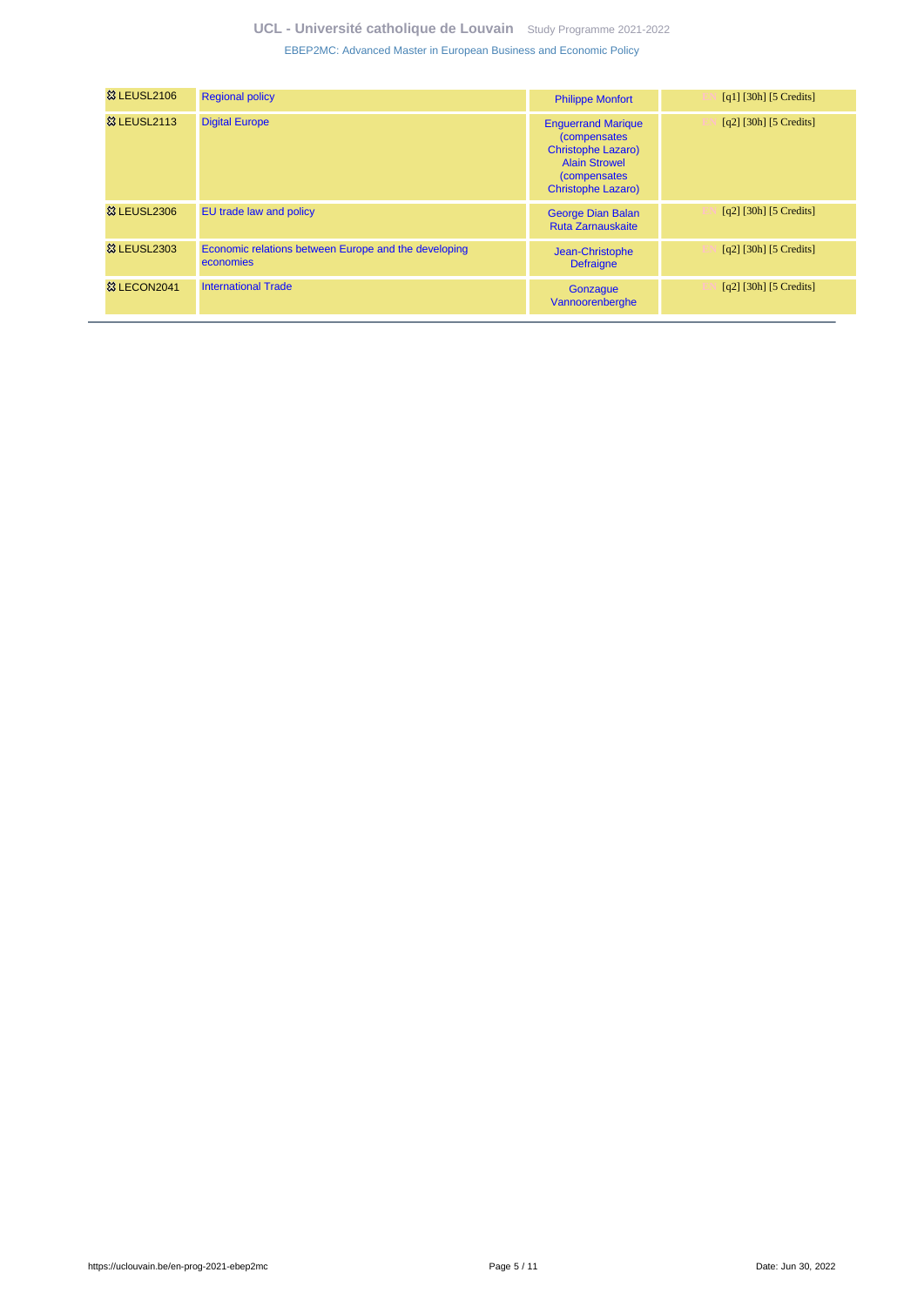| | | | |
|---|---|---|---|
| ⚭ LEUSL2106 | Regional policy | Philippe Monfort | EN [q1] [30h] [5 Credits] |
| ⚭ LEUSL2113 | Digital Europe | Enguerrand Marique (compensates Christophe Lazaro) Alain Strowel (compensates Christophe Lazaro) | EN [q2] [30h] [5 Credits] |
| ⚭ LEUSL2306 | EU trade law and policy | George Dian Balan Ruta Zarnauskaite | EN [q2] [30h] [5 Credits] |
| ⚭ LEUSL2303 | Economic relations between Europe and the developing economies | Jean-Christophe Defraigne | EN [q2] [30h] [5 Credits] |
| ⚭ LECON2041 | International Trade | Gonzague Vannoorenberghe | EN [q2] [30h] [5 Credits] |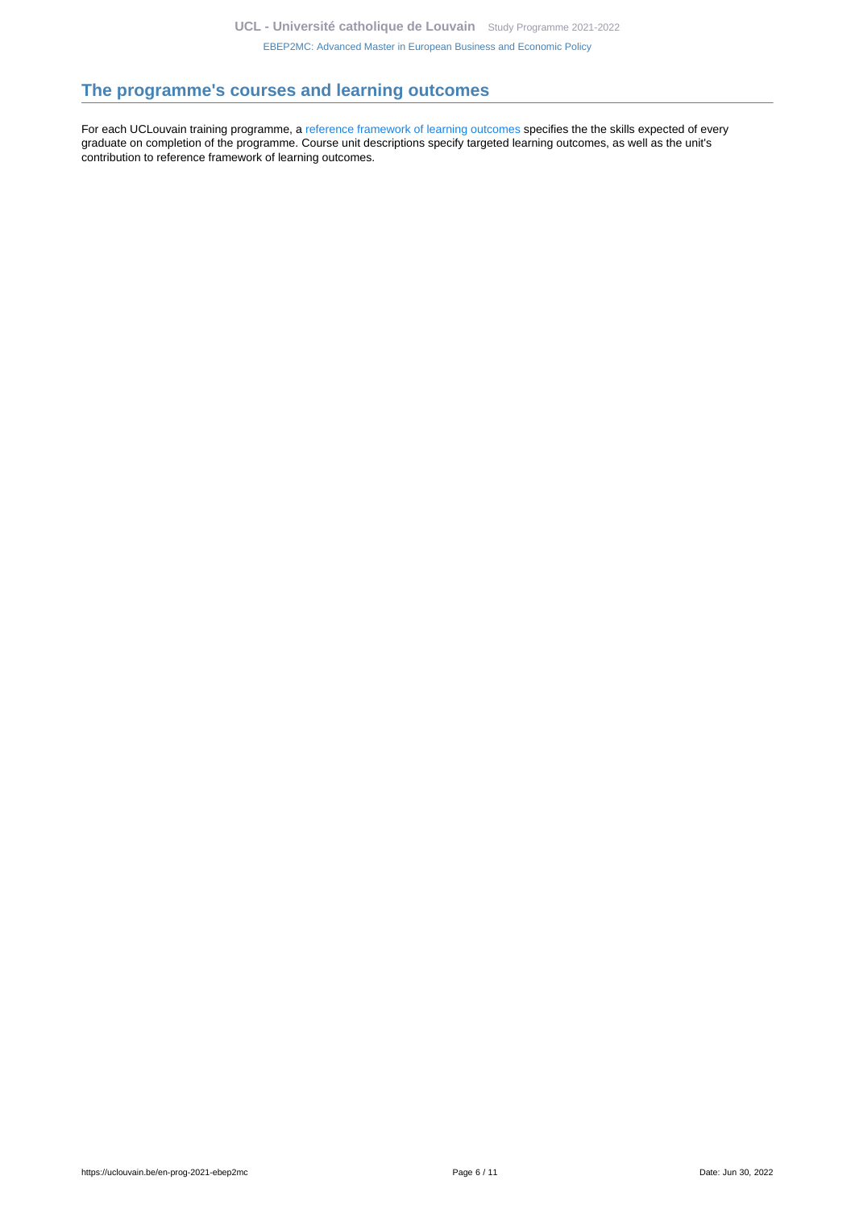## The programme's courses and learning outcomes

For each UCLouvain training programme, a reference framework of learning outcomes specifies the the skills expected of every graduate on completion of the programme. Course unit descriptions specify targeted learning outcomes, as well as the unit's contribution to reference framework of learning outcomes.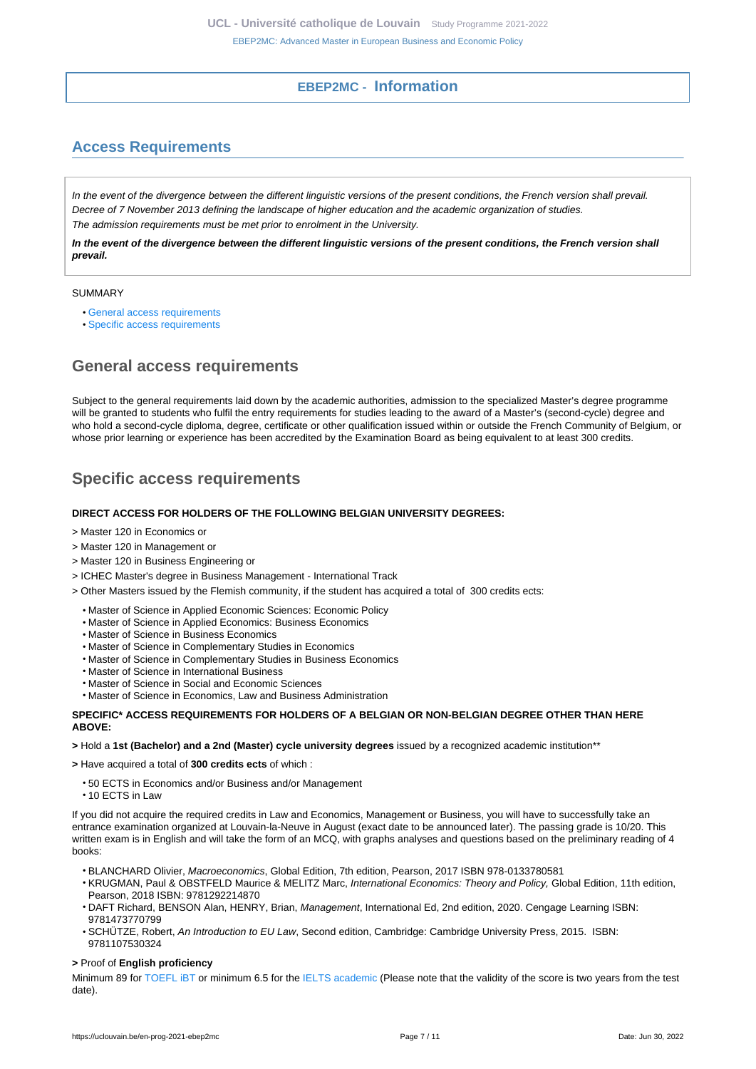## EBEP2MC - Information

## Access Requirements

*In the event of the divergence between the different linguistic versions of the present conditions, the French version shall prevail.*
*Decree of 7 November 2013 defining the landscape of higher education and the academic organization of studies.*
*The admission requirements must be met prior to enrolment in the University.*

***In the event of the divergence between the different linguistic versions of the present conditions, the French version shall prevail.***

SUMMARY

- General access requirements
- Specific access requirements

## General access requirements

Subject to the general requirements laid down by the academic authorities, admission to the specialized Master's degree programme will be granted to students who fulfil the entry requirements for studies leading to the award of a Master's (second-cycle) degree and who hold a second-cycle diploma, degree, certificate or other qualification issued within or outside the French Community of Belgium, or whose prior learning or experience has been accredited by the Examination Board as being equivalent to at least 300 credits.

## Specific access requirements

**DIRECT ACCESS FOR HOLDERS OF THE FOLLOWING BELGIAN UNIVERSITY DEGREES:**

> Master 120 in Economics or

> Master 120 in Management or

> Master 120 in Business Engineering or

> ICHEC Master's degree in Business Management - International Track

> Other Masters issued by the Flemish community, if the student has acquired a total of 300 credits ects:

- Master of Science in Applied Economic Sciences: Economic Policy
- Master of Science in Applied Economics: Business Economics
- Master of Science in Business Economics
- Master of Science in Complementary Studies in Economics
- Master of Science in Complementary Studies in Business Economics
- Master of Science in International Business
- Master of Science in Social and Economic Sciences
- Master of Science in Economics, Law and Business Administration

**SPECIFIC* ACCESS REQUIREMENTS FOR HOLDERS OF A BELGIAN OR NON-BELGIAN DEGREE OTHER THAN HERE ABOVE:**

**>** Hold a **1st (Bachelor) and a 2nd (Master) cycle university degrees** issued by a recognized academic institution**

**>** Have acquired a total of **300 credits ects** of which :

- 50 ECTS in Economics and/or Business and/or Management
- 10 ECTS in Law

If you did not acquire the required credits in Law and Economics, Management or Business, you will have to successfully take an entrance examination organized at Louvain-la-Neuve in August (exact date to be announced later). The passing grade is 10/20. This written exam is in English and will take the form of an MCQ, with graphs analyses and questions based on the preliminary reading of 4 books:

- BLANCHARD Olivier, *Macroeconomics*, Global Edition, 7th edition, Pearson, 2017 ISBN 978-0133780581
- KRUGMAN, Paul & OBSTFELD Maurice & MELITZ Marc, *International Economics: Theory and Policy,* Global Edition, 11th edition, Pearson, 2018 ISBN: 9781292214870
- DAFT Richard, BENSON Alan, HENRY, Brian, *Management*, International Ed, 2nd edition, 2020. Cengage Learning ISBN: 9781473770799
- SCHÜTZE, Robert, *An Introduction to EU Law*, Second edition, Cambridge: Cambridge University Press, 2015. ISBN: 9781107530324

**>** Proof of **English proficiency**

Minimum 89 for TOEFL iBT or minimum 6.5 for the IELTS academic (Please note that the validity of the score is two years from the test date).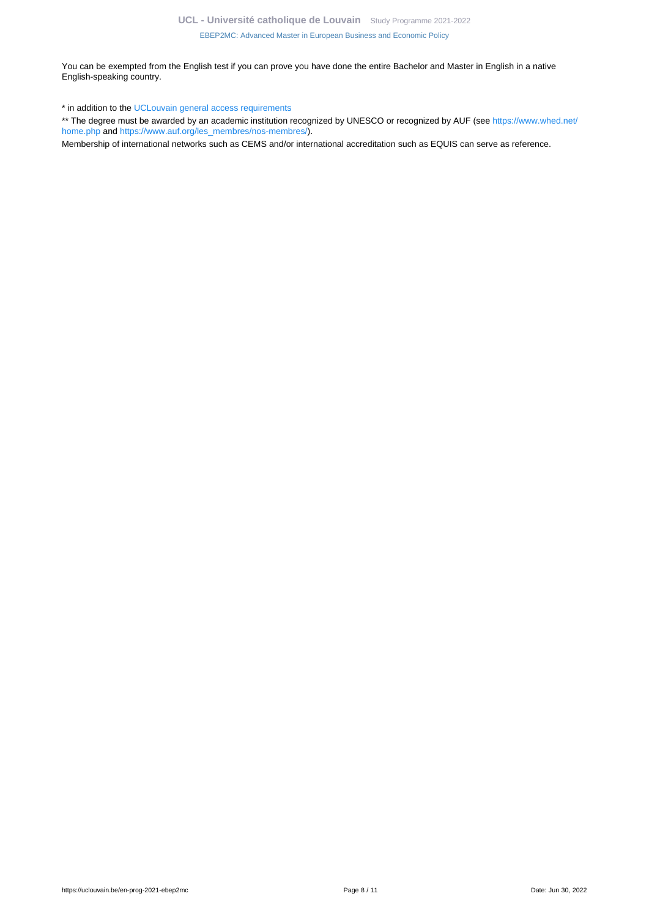You can be exempted from the English test if you can prove you have done the entire Bachelor and Master in English in a native English-speaking country.

* in addition to the UCLouvain general access requirements

** The degree must be awarded by an academic institution recognized by UNESCO or recognized by AUF (see https://www.whed.net/home.php and https://www.auf.org/les_membres/nos-membres/).

Membership of international networks such as CEMS and/or international accreditation such as EQUIS can serve as reference.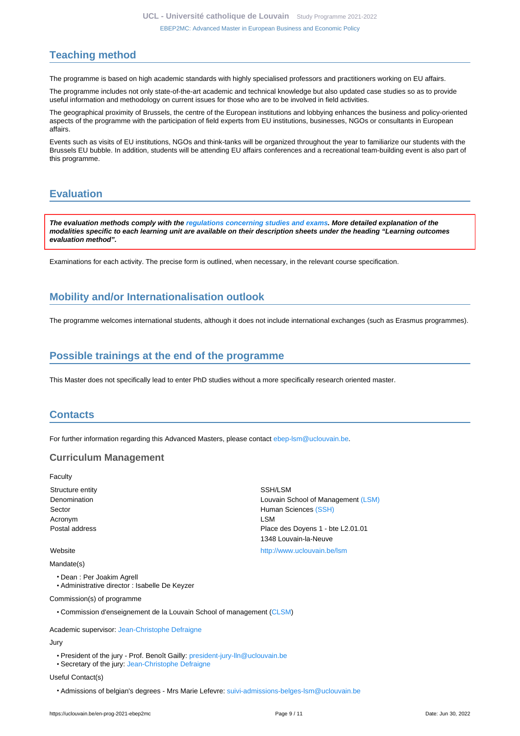## Teaching method

The programme is based on high academic standards with highly specialised professors and practitioners working on EU affairs.

The programme includes not only state-of-the-art academic and technical knowledge but also updated case studies so as to provide useful information and methodology on current issues for those who are to be involved in field activities.

The geographical proximity of Brussels, the centre of the European institutions and lobbying enhances the business and policy-oriented aspects of the programme with the participation of field experts from EU institutions, businesses, NGOs or consultants in European affairs.

Events such as visits of EU institutions, NGOs and think-tanks will be organized throughout the year to familiarize our students with the Brussels EU bubble. In addition, students will be attending EU affairs conferences and a recreational team-building event is also part of this programme.

## Evaluation

***The evaluation methods comply with the regulations concerning studies and exams. More detailed explanation of the modalities specific to each learning unit are available on their description sheets under the heading "Learning outcomes evaluation method".***

Examinations for each activity. The precise form is outlined, when necessary, in the relevant course specification.

## Mobility and/or Internationalisation outlook

The programme welcomes international students, although it does not include international exchanges (such as Erasmus programmes).

## Possible trainings at the end of the programme

This Master does not specifically lead to enter PhD studies without a more specifically research oriented master.

## Contacts

For further information regarding this Advanced Masters, please contact ebep-lsm@uclouvain.be.

### Curriculum Management

Faculty

| | |
|---|---|
| Structure entity | SSH/LSM |
| Denomination | Louvain School of Management (LSM) |
| Sector | Human Sciences (SSH) |
| Acronym | LSM |
| Postal address | Place des Doyens 1 - bte L2.01.01<br>1348 Louvain-la-Neuve |
| Website | http://www.uclouvain.be/lsm |

Mandate(s)

- Dean : Per Joakim Agrell
- Administrative director : Isabelle De Keyzer

Commission(s) of programme

- Commission d'enseignement de la Louvain School of management (CLSM)

Academic supervisor: Jean-Christophe Defraigne

Jury

- President of the jury - Prof. Benoît Gailly: president-jury-lln@uclouvain.be
- Secretary of the jury: Jean-Christophe Defraigne

Useful Contact(s)

- Admissions of belgian's degrees - Mrs Marie Lefevre: suivi-admissions-belges-lsm@uclouvain.be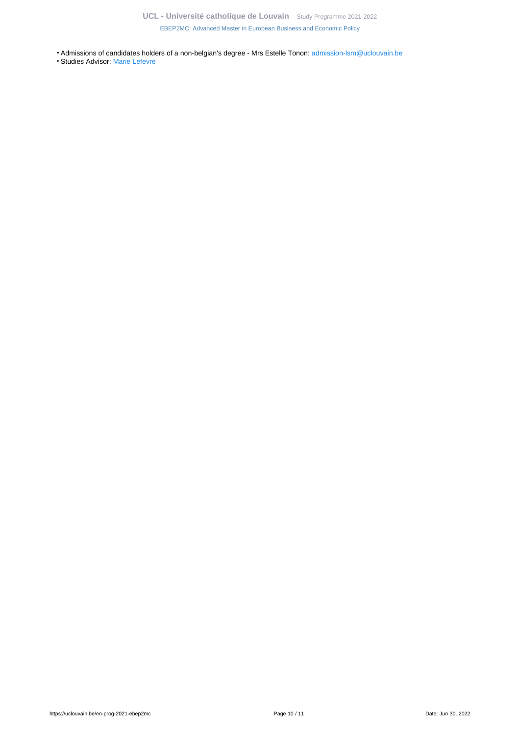- Admissions of candidates holders of a non-belgian's degree - Mrs Estelle Tonon: admission-lsm@uclouvain.be
- Studies Advisor: Marie Lefevre